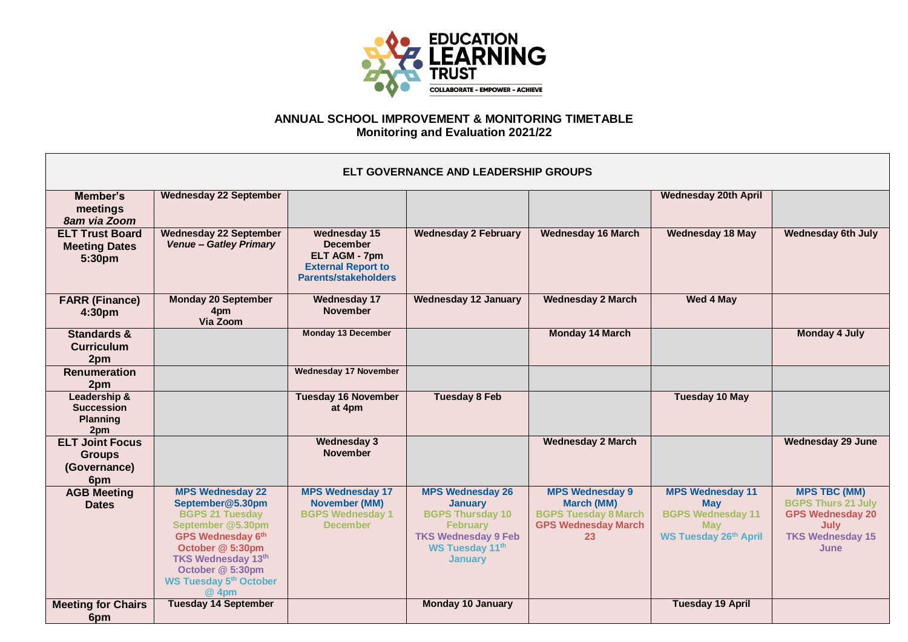# EDUCATION LEARNING TRUST

COLLABORATE - EMPOWER - ACHIEVE

## ANNUAL SCHOOL IMPROVEMENT & MONITORING TIMETABLE
## Monitoring and Evaluation 2021/22

| ELT GOVERNANCE AND LEADERSHIP GROUPS | | | | | | |
|---|---|---|---|---|---|---|
| **Member's meetings** *8am via Zoom* | **Wednesday 22 September** | | | | **Wednesday 20th April** | |
| **ELT Trust Board Meeting Dates 5:30pm** | **Wednesday 22 September** ***Venue – Gatley Primary*** | **wednesday 15 December ELT AGM - 7pm** **External Report to Parents/stakeholders** | **Wednesday 2 February** | **Wednesday 16 March** | **Wednesday 18 May** | **Wednesday 6th July** |
| **FARR (Finance) 4:30pm** | **Monday 20 September 4pm Via Zoom** | **Wednesday 17 November** | **Wednesday 12 January** | **Wednesday 2 March** | **Wed 4 May** | |
| **Standards & Curriculum 2pm** | | **Monday 13 December** | | **Monday 14 March** | | **Monday 4 July** |
| **Renumeration 2pm** | | **Wednesday 17 November** | | | | |
| **Leadership & Succession Planning 2pm** | | **Tuesday 16 November at 4pm** | **Tuesday 8 Feb** | | **Tuesday 10 May** | |
| **ELT Joint Focus Groups (Governance) 6pm** | | **Wednesday 3 November** | | **Wednesday 2 March** | | **Wednesday 29 June** |
| **AGB Meeting Dates** | **MPS Wednesday 22 September@5.30pm** **BGPS 21 Tuesday September @5.30pm** **GPS Wednesday 6th October @ 5:30pm** **TKS Wednesday 13th October @ 5:30pm** **WS Tuesday 5th October @ 4pm** | **MPS Wednesday 17 November (MM)** **BGPS Wednesday 1 December** | **MPS Wednesday 26 January** **BGPS Thursday 10 February** **TKS Wednesday 9 Feb** **WS Tuesday 11th January** | **MPS Wednesday 9 March (MM)** **BGPS Tuesday 8 March** **GPS Wednesday March 23** | **MPS Wednesday 11 May** **BGPS Wednesday 11 May** **WS Tuesday 26th April** | **MPS TBC (MM)** **BGPS Thurs 21 July** **GPS Wednesday 20 July** **TKS Wednesday 15 June** |
| **Meeting for Chairs 6pm** | **Tuesday 14 September** | | **Monday 10 January** | | **Tuesday 19 April** | |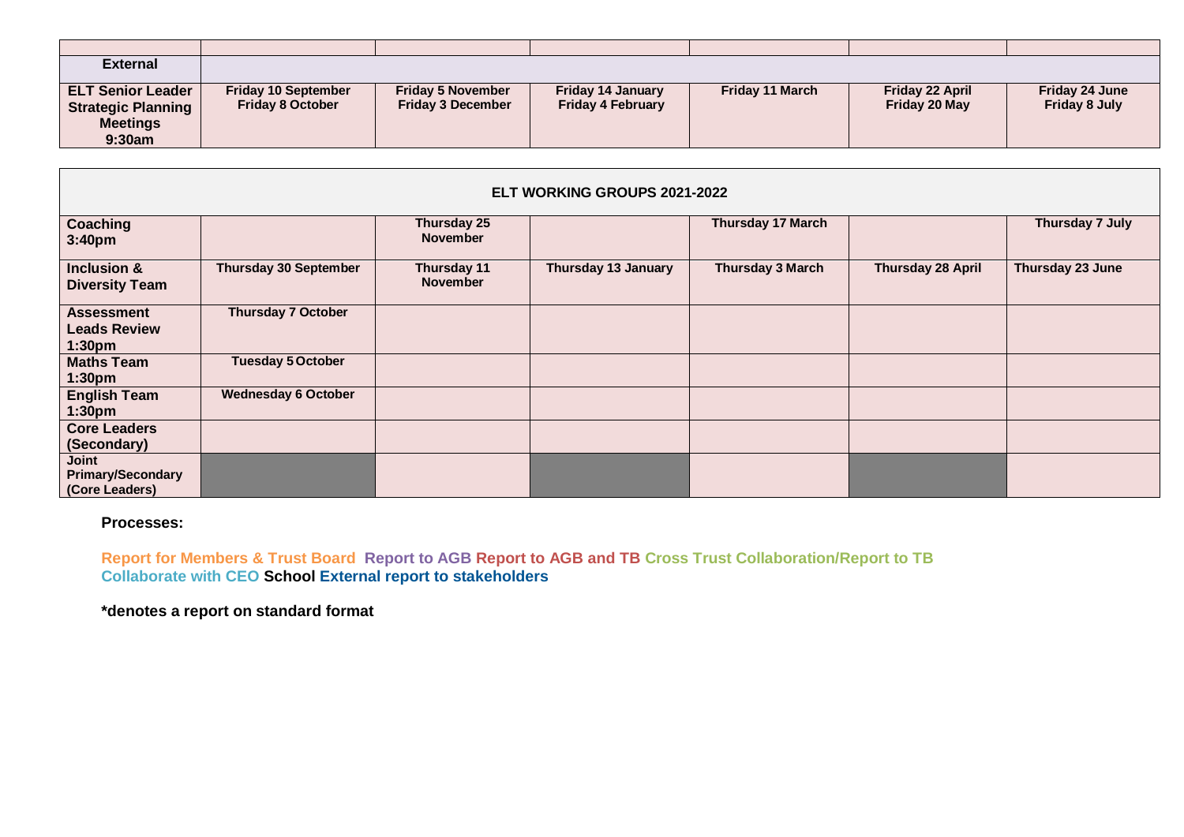| | | | | | | |
|---|---|---|---|---|---|---|
| **External** | | | | | | |
| **ELT Senior Leader Strategic Planning Meetings 9:30am** | **Friday 10 September Friday 8 October** | **Friday 5 November Friday 3 December** | **Friday 14 January Friday 4 February** | **Friday 11 March** | **Friday 22 April Friday 20 May** | **Friday 24 June Friday 8 July** |

| **ELT WORKING GROUPS 2021-2022** | | | | | | |
|---|---|---|---|---|---|---|
| **Coaching 3:40pm** | | **Thursday 25 November** | | **Thursday 17 March** | | **Thursday 7 July** |
| **Inclusion & Diversity Team** | **Thursday 30 September** | **Thursday 11 November** | **Thursday 13 January** | **Thursday 3 March** | **Thursday 28 April** | **Thursday 23 June** |
| **Assessment Leads Review 1:30pm** | **Thursday 7 October** | | | | | |
| **Maths Team 1:30pm** | **Tuesday 5 October** | | | | | |
| **English Team 1:30pm** | **Wednesday 6 October** | | | | | |
| **Core Leaders (Secondary)** | | | | | | |
| **Joint Primary/Secondary (Core Leaders)** | | | | | | |

**Processes:**

**Report for Members & Trust Board** **Report to AGB** **Report to AGB and TB** **Cross Trust Collaboration/Report to TB** **Collaborate with CEO** **School** **External report to stakeholders**

**\*denotes a report on standard format**